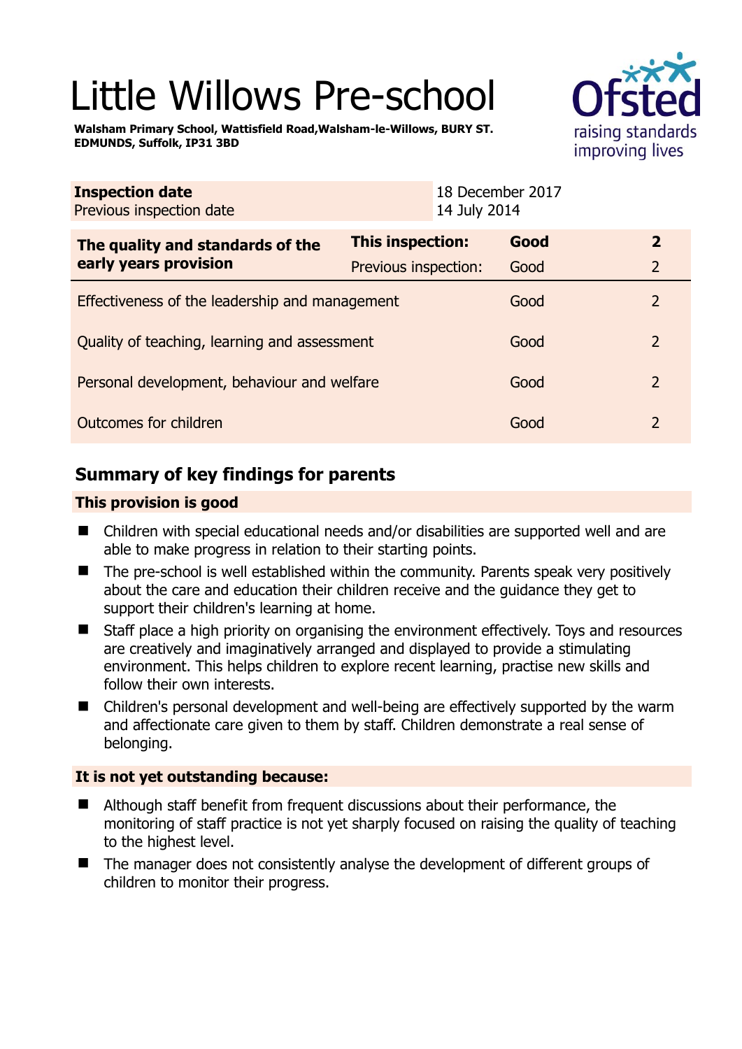# Little Willows Pre-school

**Walsham Primary School, Wattisfield Road,Walsham-le-Willows, BURY ST. EDMUNDS, Suffolk, IP31 3BD**

| | |
|---|---|
| **Inspection date** | 18 December 2017 |
| Previous inspection date | 14 July 2014 |

| The quality and standards of the early years provision | | | |
|---|---|---|---|
| | **This inspection:** | **Good** | **2** |
| | Previous inspection: | Good | 2 |
| Effectiveness of the leadership and management | | Good | 2 |
| Quality of teaching, learning and assessment | | Good | 2 |
| Personal development, behaviour and welfare | | Good | 2 |
| Outcomes for children | | Good | 2 |

## Summary of key findings for parents

**This provision is good**

- Children with special educational needs and/or disabilities are supported well and are able to make progress in relation to their starting points.
- The pre-school is well established within the community. Parents speak very positively about the care and education their children receive and the guidance they get to support their children's learning at home.
- Staff place a high priority on organising the environment effectively. Toys and resources are creatively and imaginatively arranged and displayed to provide a stimulating environment. This helps children to explore recent learning, practise new skills and follow their own interests.
- Children's personal development and well-being are effectively supported by the warm and affectionate care given to them by staff. Children demonstrate a real sense of belonging.

**It is not yet outstanding because:**

- Although staff benefit from frequent discussions about their performance, the monitoring of staff practice is not yet sharply focused on raising the quality of teaching to the highest level.
- The manager does not consistently analyse the development of different groups of children to monitor their progress.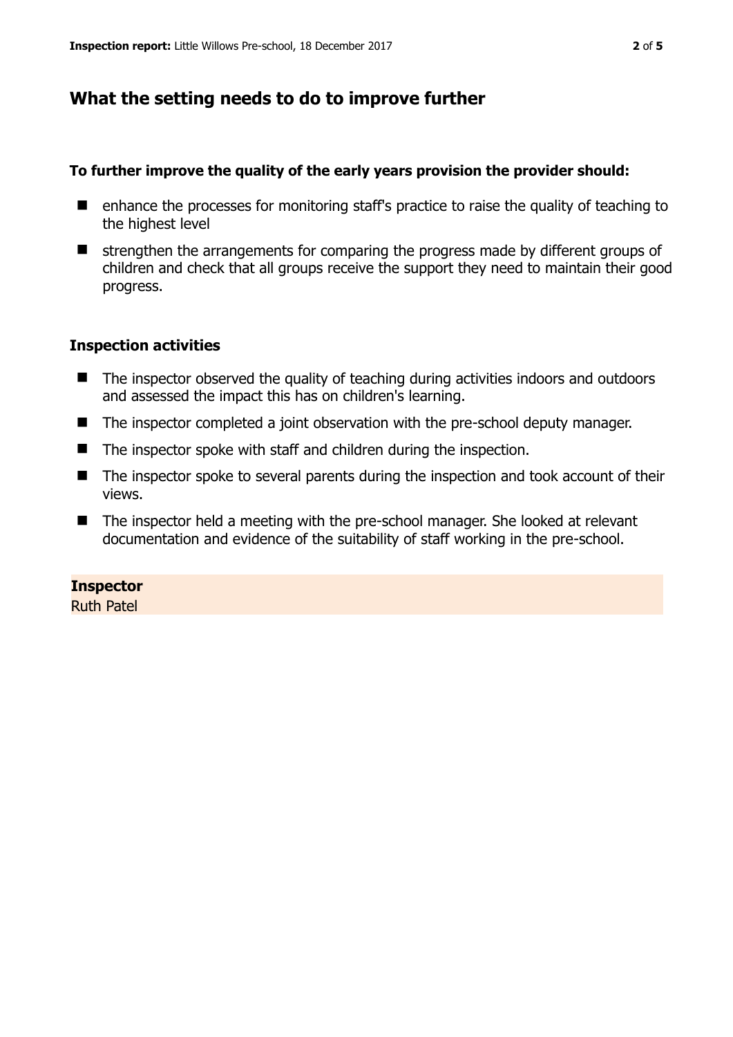## What the setting needs to do to improve further

**To further improve the quality of the early years provision the provider should:**

- enhance the processes for monitoring staff's practice to raise the quality of teaching to the highest level
- strengthen the arrangements for comparing the progress made by different groups of children and check that all groups receive the support they need to maintain their good progress.

### Inspection activities

- The inspector observed the quality of teaching during activities indoors and outdoors and assessed the impact this has on children's learning.
- The inspector completed a joint observation with the pre-school deputy manager.
- The inspector spoke with staff and children during the inspection.
- The inspector spoke to several parents during the inspection and took account of their views.
- The inspector held a meeting with the pre-school manager. She looked at relevant documentation and evidence of the suitability of staff working in the pre-school.

**Inspector**
Ruth Patel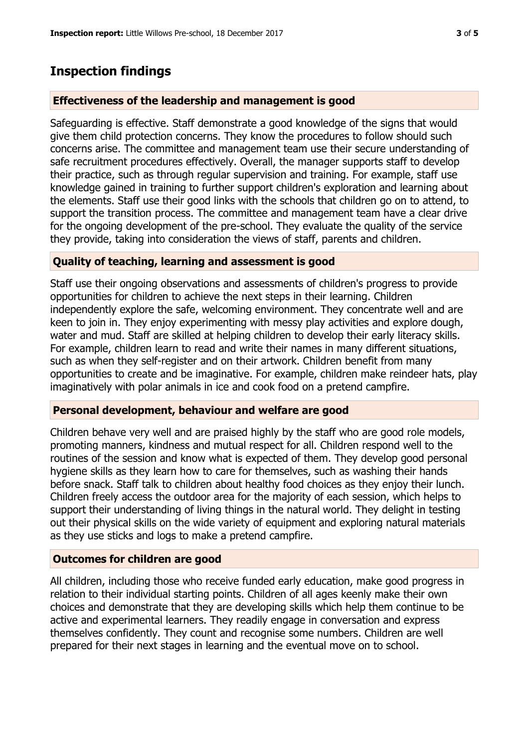## Inspection findings

### Effectiveness of the leadership and management is good

Safeguarding is effective. Staff demonstrate a good knowledge of the signs that would give them child protection concerns. They know the procedures to follow should such concerns arise. The committee and management team use their secure understanding of safe recruitment procedures effectively. Overall, the manager supports staff to develop their practice, such as through regular supervision and training. For example, staff use knowledge gained in training to further support children's exploration and learning about the elements. Staff use their good links with the schools that children go on to attend, to support the transition process. The committee and management team have a clear drive for the ongoing development of the pre-school. They evaluate the quality of the service they provide, taking into consideration the views of staff, parents and children.

### Quality of teaching, learning and assessment is good

Staff use their ongoing observations and assessments of children's progress to provide opportunities for children to achieve the next steps in their learning. Children independently explore the safe, welcoming environment. They concentrate well and are keen to join in. They enjoy experimenting with messy play activities and explore dough, water and mud. Staff are skilled at helping children to develop their early literacy skills. For example, children learn to read and write their names in many different situations, such as when they self-register and on their artwork. Children benefit from many opportunities to create and be imaginative. For example, children make reindeer hats, play imaginatively with polar animals in ice and cook food on a pretend campfire.

### Personal development, behaviour and welfare are good

Children behave very well and are praised highly by the staff who are good role models, promoting manners, kindness and mutual respect for all. Children respond well to the routines of the session and know what is expected of them. They develop good personal hygiene skills as they learn how to care for themselves, such as washing their hands before snack. Staff talk to children about healthy food choices as they enjoy their lunch. Children freely access the outdoor area for the majority of each session, which helps to support their understanding of living things in the natural world. They delight in testing out their physical skills on the wide variety of equipment and exploring natural materials as they use sticks and logs to make a pretend campfire.

### Outcomes for children are good

All children, including those who receive funded early education, make good progress in relation to their individual starting points. Children of all ages keenly make their own choices and demonstrate that they are developing skills which help them continue to be active and experimental learners. They readily engage in conversation and express themselves confidently. They count and recognise some numbers. Children are well prepared for their next stages in learning and the eventual move on to school.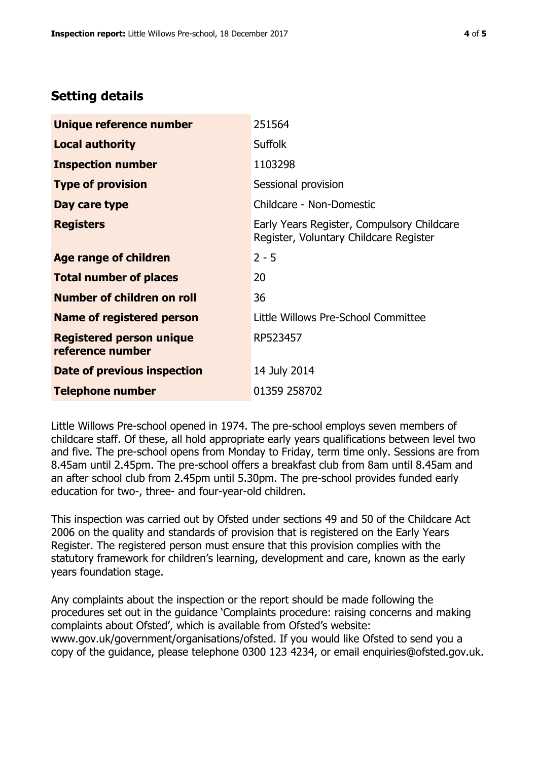## Setting details

| | |
|---|---|
| **Unique reference number** | 251564 |
| **Local authority** | Suffolk |
| **Inspection number** | 1103298 |
| **Type of provision** | Sessional provision |
| **Day care type** | Childcare - Non-Domestic |
| **Registers** | Early Years Register, Compulsory Childcare Register, Voluntary Childcare Register |
| **Age range of children** | 2 - 5 |
| **Total number of places** | 20 |
| **Number of children on roll** | 36 |
| **Name of registered person** | Little Willows Pre-School Committee |
| **Registered person unique reference number** | RP523457 |
| **Date of previous inspection** | 14 July 2014 |
| **Telephone number** | 01359 258702 |

Little Willows Pre-school opened in 1974. The pre-school employs seven members of childcare staff. Of these, all hold appropriate early years qualifications between level two and five. The pre-school opens from Monday to Friday, term time only. Sessions are from 8.45am until 2.45pm. The pre-school offers a breakfast club from 8am until 8.45am and an after school club from 2.45pm until 5.30pm. The pre-school provides funded early education for two-, three- and four-year-old children.

This inspection was carried out by Ofsted under sections 49 and 50 of the Childcare Act 2006 on the quality and standards of provision that is registered on the Early Years Register. The registered person must ensure that this provision complies with the statutory framework for children's learning, development and care, known as the early years foundation stage.

Any complaints about the inspection or the report should be made following the procedures set out in the guidance 'Complaints procedure: raising concerns and making complaints about Ofsted', which is available from Ofsted's website: www.gov.uk/government/organisations/ofsted. If you would like Ofsted to send you a copy of the guidance, please telephone 0300 123 4234, or email enquiries@ofsted.gov.uk.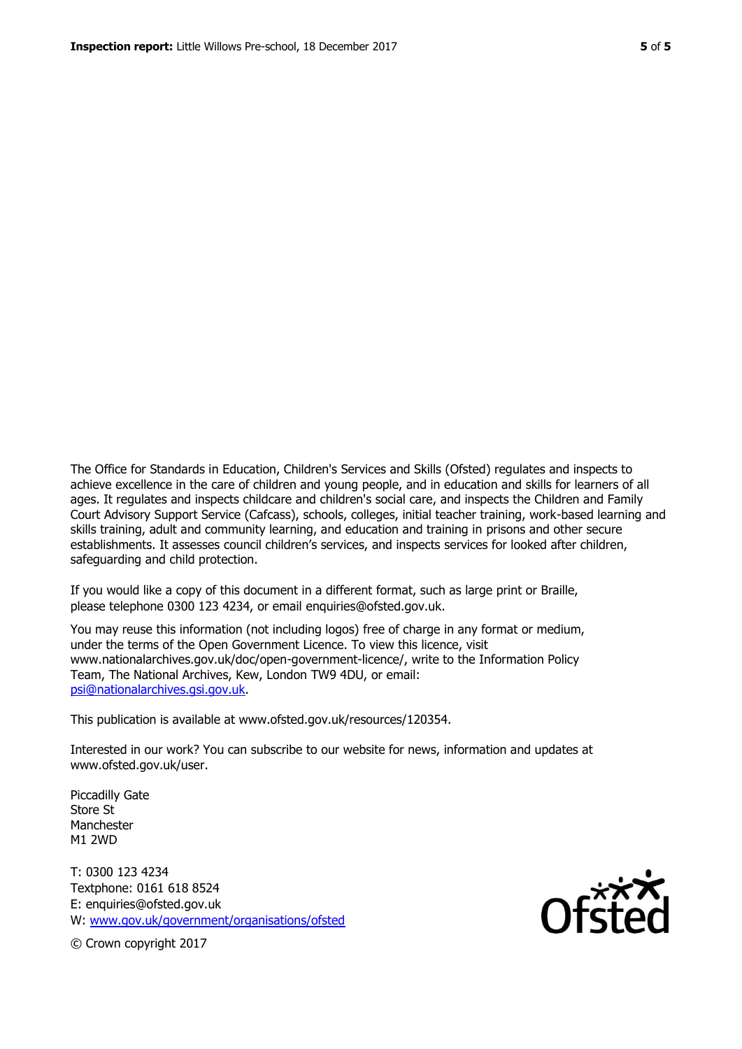The Office for Standards in Education, Children's Services and Skills (Ofsted) regulates and inspects to achieve excellence in the care of children and young people, and in education and skills for learners of all ages. It regulates and inspects childcare and children's social care, and inspects the Children and Family Court Advisory Support Service (Cafcass), schools, colleges, initial teacher training, work-based learning and skills training, adult and community learning, and education and training in prisons and other secure establishments. It assesses council children's services, and inspects services for looked after children, safeguarding and child protection.

If you would like a copy of this document in a different format, such as large print or Braille, please telephone 0300 123 4234, or email enquiries@ofsted.gov.uk.

You may reuse this information (not including logos) free of charge in any format or medium, under the terms of the Open Government Licence. To view this licence, visit www.nationalarchives.gov.uk/doc/open-government-licence/, write to the Information Policy Team, The National Archives, Kew, London TW9 4DU, or email: psi@nationalarchives.gsi.gov.uk.

This publication is available at www.ofsted.gov.uk/resources/120354.

Interested in our work? You can subscribe to our website for news, information and updates at www.ofsted.gov.uk/user.

Piccadilly Gate
Store St
Manchester
M1 2WD

T: 0300 123 4234
Textphone: 0161 618 8524
E: enquiries@ofsted.gov.uk
W: www.gov.uk/government/organisations/ofsted

© Crown copyright 2017